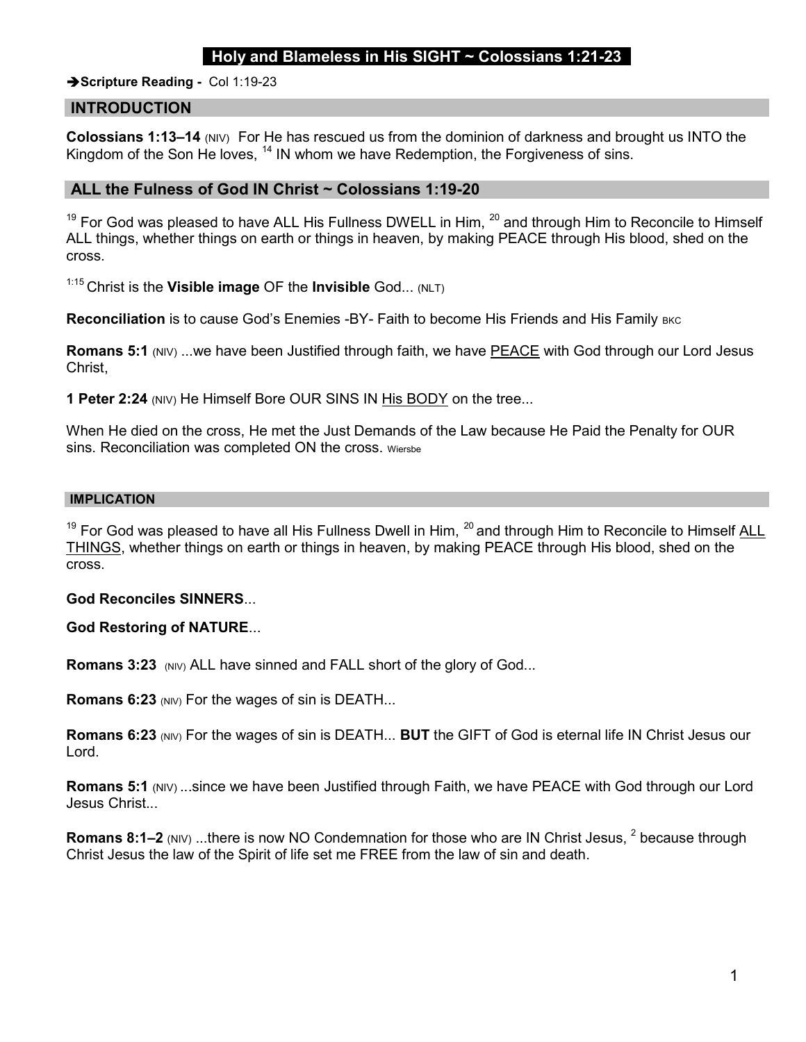# Holy and Blameless in His SIGHT ~ Colossians 1:21-23

➔**Scripture Reading -** Col 1:19-23

## INTRODUCTION

**Colossians 1:13–14** (NIV) For He has rescued us from the dominion of darkness and brought us INTO the Kingdom of the Son He loves, [14] IN whom we have Redemption, the Forgiveness of sins.

## ALL the Fulness of God IN Christ ~ Colossians 1:19-20

[19] For God was pleased to have ALL His Fullness DWELL in Him, [20] and through Him to Reconcile to Himself ALL things, whether things on earth or things in heaven, by making PEACE through His blood, shed on the cross.

[1:15] Christ is the **Visible image** OF the **Invisible** God... (NLT)

**Reconciliation** is to cause God's Enemies -BY- Faith to become His Friends and His Family BKC

**Romans 5:1** (NIV) ...we have been Justified through faith, we have <u>PEACE</u> with God through our Lord Jesus Christ,

**1 Peter 2:24** (NIV) He Himself Bore OUR SINS IN <u>His BODY</u> on the tree...

When He died on the cross, He met the Just Demands of the Law because He Paid the Penalty for OUR sins. Reconciliation was completed ON the cross. Wiersbe

### IMPLICATION

[19] For God was pleased to have all His Fullness Dwell in Him, [20] and through Him to Reconcile to Himself <u>ALL THINGS</u>, whether things on earth or things in heaven, by making PEACE through His blood, shed on the cross.

**God Reconciles SINNERS**...

**God Restoring of NATURE**...

**Romans 3:23** (NIV) ALL have sinned and FALL short of the glory of God...

**Romans 6:23** (NIV) For the wages of sin is DEATH...

**Romans 6:23** (NIV) For the wages of sin is DEATH... **BUT** the GIFT of God is eternal life IN Christ Jesus our Lord.

**Romans 5:1** (NIV) ...since we have been Justified through Faith, we have PEACE with God through our Lord Jesus Christ...

**Romans 8:1–2** (NIV) ...there is now NO Condemnation for those who are IN Christ Jesus, [2] because through Christ Jesus the law of the Spirit of life set me FREE from the law of sin and death.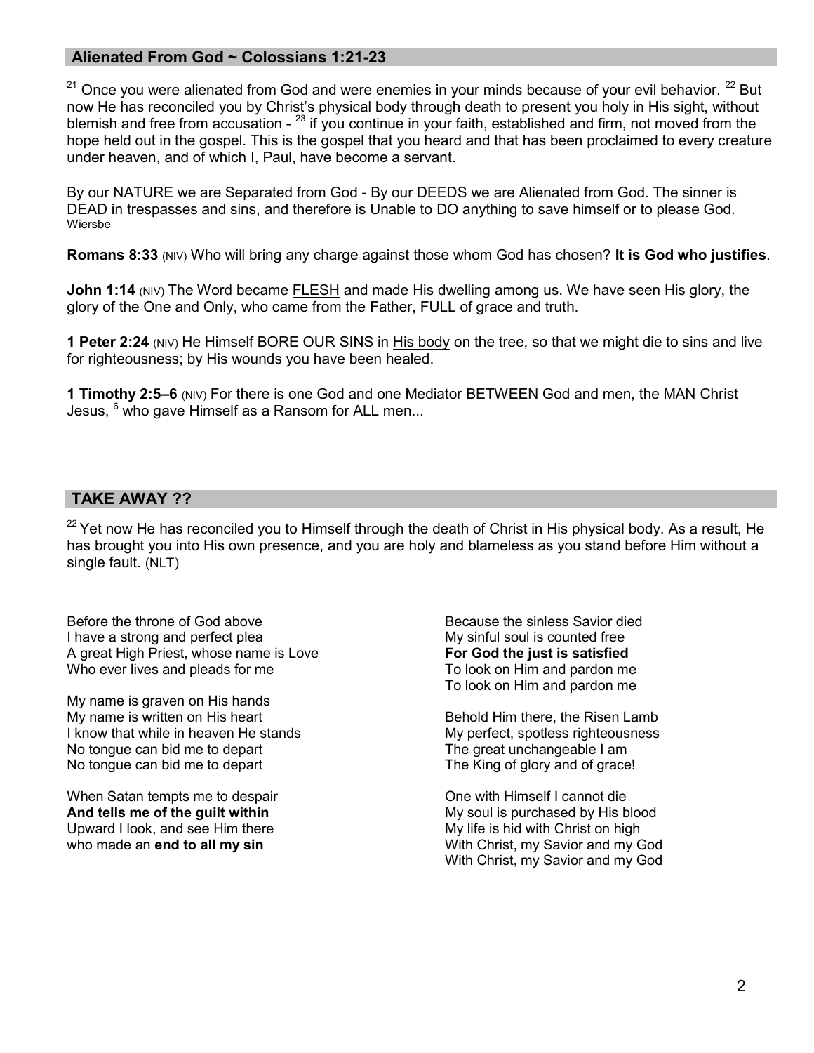## Alienated From God ~ Colossians 1:21-23

[21] Once you were alienated from God and were enemies in your minds because of your evil behavior. [22] But now He has reconciled you by Christ's physical body through death to present you holy in His sight, without blemish and free from accusation - [23] if you continue in your faith, established and firm, not moved from the hope held out in the gospel. This is the gospel that you heard and that has been proclaimed to every creature under heaven, and of which I, Paul, have become a servant.

By our NATURE we are Separated from God - By our DEEDS we are Alienated from God. The sinner is DEAD in trespasses and sins, and therefore is Unable to DO anything to save himself or to please God. Wiersbe

**Romans 8:33** (NIV) Who will bring any charge against those whom God has chosen? **It is God who justifies**.

**John 1:14** (NIV) The Word became FLESH and made His dwelling among us. We have seen His glory, the glory of the One and Only, who came from the Father, FULL of grace and truth.

**1 Peter 2:24** (NIV) He Himself BORE OUR SINS in His body on the tree, so that we might die to sins and live for righteousness; by His wounds you have been healed.

**1 Timothy 2:5–6** (NIV) For there is one God and one Mediator BETWEEN God and men, the MAN Christ Jesus, [6] who gave Himself as a Ransom for ALL men...

## TAKE AWAY ??

[22] Yet now He has reconciled you to Himself through the death of Christ in His physical body. As a result, He has brought you into His own presence, and you are holy and blameless as you stand before Him without a single fault. (NLT)

Before the throne of God above
I have a strong and perfect plea
A great High Priest, whose name is Love
Who ever lives and pleads for me

My name is graven on His hands
My name is written on His heart
I know that while in heaven He stands
No tongue can bid me to depart
No tongue can bid me to depart

When Satan tempts me to despair
**And tells me of the guilt within**
Upward I look, and see Him there
who made an **end to all my sin**

Because the sinless Savior died
My sinful soul is counted free
**For God the just is satisfied**
To look on Him and pardon me
To look on Him and pardon me

Behold Him there, the Risen Lamb
My perfect, spotless righteousness
The great unchangeable I am
The King of glory and of grace!

One with Himself I cannot die
My soul is purchased by His blood
My life is hid with Christ on high
With Christ, my Savior and my God
With Christ, my Savior and my God